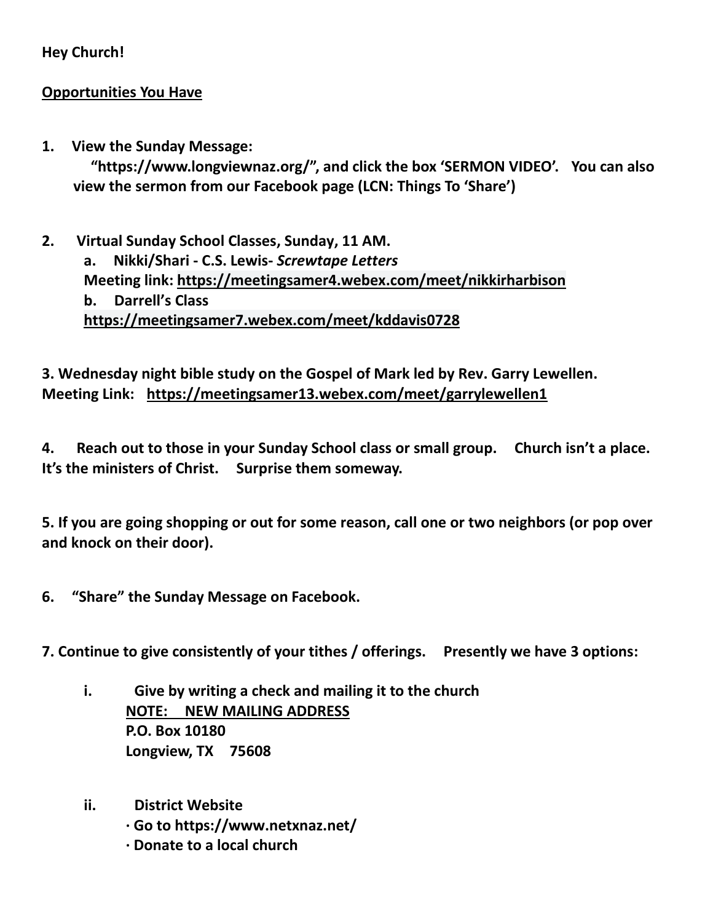**Hey Church!**

**Opportunities You Have**

1. **View the Sunday Message:**
   **"https://www.longviewnaz.org/", and click the box 'SERMON VIDEO'. You can also view the sermon from our Facebook page (LCN: Things To 'Share')**

2. **Virtual Sunday School Classes, Sunday, 11 AM.**
   a. **Nikki/Shari - C.S. Lewis- *Screwtape Letters***
   **Meeting link: https://meetingsamer4.webex.com/meet/nikkirharbison**
   b. **Darrell's Class**
   **https://meetingsamer7.webex.com/meet/kddavis0728**

3. **Wednesday night bible study on the Gospel of Mark led by Rev. Garry Lewellen. Meeting Link: https://meetingsamer13.webex.com/meet/garrylewellen1**

4. **Reach out to those in your Sunday School class or small group. Church isn't a place. It's the ministers of Christ. Surprise them someway.**

5. **If you are going shopping or out for some reason, call one or two neighbors (or pop over and knock on their door).**

6. **"Share" the Sunday Message on Facebook.**

7. **Continue to give consistently of your tithes / offerings. Presently we have 3 options:**

   i. **Give by writing a check and mailing it to the church**
   **NOTE: NEW MAILING ADDRESS**
   **P.O. Box 10180**
   **Longview, TX 75608**

   ii. **District Website**
   **· Go to https://www.netxnaz.net/**
   **· Donate to a local church**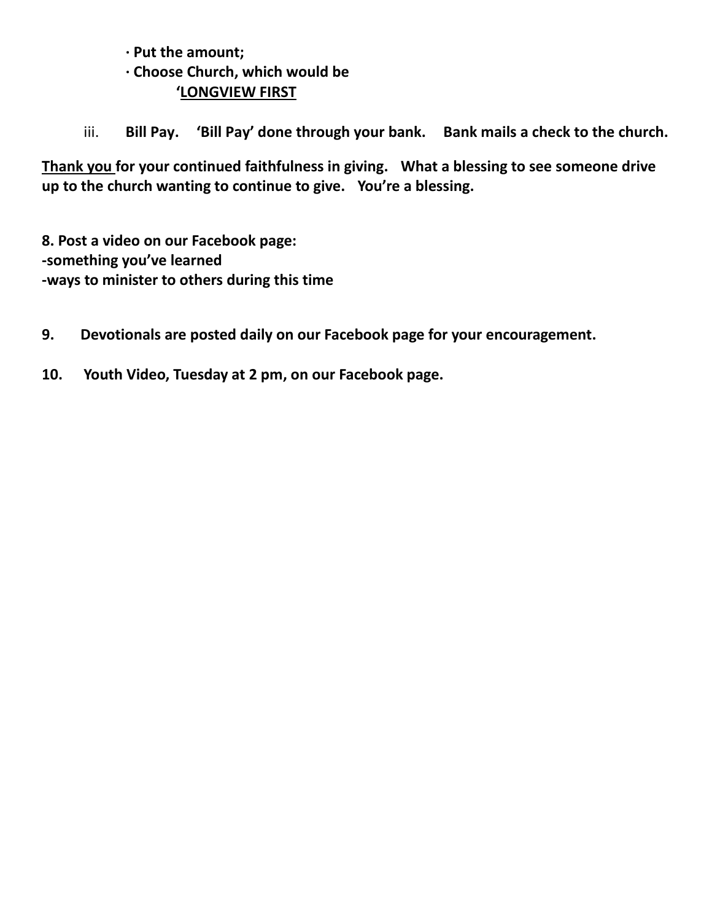- **Put the amount;**
- **Choose Church, which would be**
  **'<u>LONGVIEW FIRST</u>**

iii. **Bill Pay. 'Bill Pay' done through your bank. Bank mails a check to the church.**

**<u>Thank you</u> for your continued faithfulness in giving. What a blessing to see someone drive up to the church wanting to continue to give. You're a blessing.**

**8. Post a video on our Facebook page:**
**-something you've learned**
**-ways to minister to others during this time**

**9. Devotionals are posted daily on our Facebook page for your encouragement.**

**10. Youth Video, Tuesday at 2 pm, on our Facebook page.**